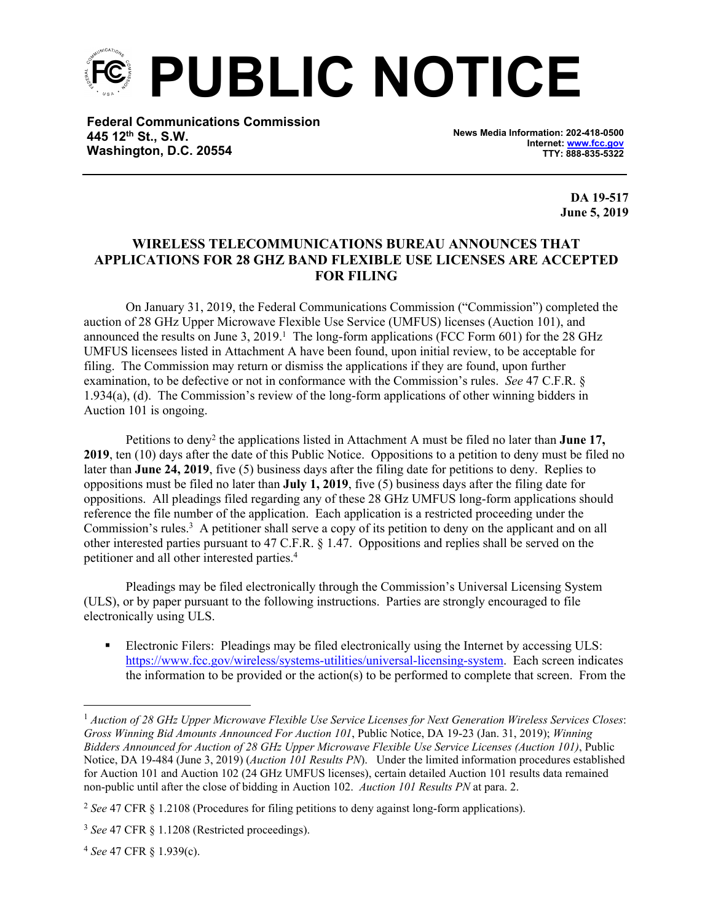# PUBLIC NOTICE

**Federal Communications Commission**
**445 12th St., S.W.**
**Washington, D.C. 20554**

**News Media Information: 202-418-0500**
**Internet: www.fcc.gov**
**TTY: 888-835-5322**

**DA 19-517**
**June 5, 2019**

## WIRELESS TELECOMMUNICATIONS BUREAU ANNOUNCES THAT APPLICATIONS FOR 28 GHZ BAND FLEXIBLE USE LICENSES ARE ACCEPTED FOR FILING

On January 31, 2019, the Federal Communications Commission ("Commission") completed the auction of 28 GHz Upper Microwave Flexible Use Service (UMFUS) licenses (Auction 101), and announced the results on June 3, 2019.[1] The long-form applications (FCC Form 601) for the 28 GHz UMFUS licensees listed in Attachment A have been found, upon initial review, to be acceptable for filing. The Commission may return or dismiss the applications if they are found, upon further examination, to be defective or not in conformance with the Commission's rules. *See* 47 C.F.R. § 1.934(a), (d). The Commission's review of the long-form applications of other winning bidders in Auction 101 is ongoing.

Petitions to deny[2] the applications listed in Attachment A must be filed no later than **June 17, 2019**, ten (10) days after the date of this Public Notice. Oppositions to a petition to deny must be filed no later than **June 24, 2019**, five (5) business days after the filing date for petitions to deny. Replies to oppositions must be filed no later than **July 1, 2019**, five (5) business days after the filing date for oppositions. All pleadings filed regarding any of these 28 GHz UMFUS long-form applications should reference the file number of the application. Each application is a restricted proceeding under the Commission's rules.[3] A petitioner shall serve a copy of its petition to deny on the applicant and on all other interested parties pursuant to 47 C.F.R. § 1.47. Oppositions and replies shall be served on the petitioner and all other interested parties.[4]

Pleadings may be filed electronically through the Commission's Universal Licensing System (ULS), or by paper pursuant to the following instructions. Parties are strongly encouraged to file electronically using ULS.

- Electronic Filers: Pleadings may be filed electronically using the Internet by accessing ULS: https://www.fcc.gov/wireless/systems-utilities/universal-licensing-system. Each screen indicates the information to be provided or the action(s) to be performed to complete that screen. From the

---

[1] *Auction of 28 GHz Upper Microwave Flexible Use Service Licenses for Next Generation Wireless Services Closes*: *Gross Winning Bid Amounts Announced For Auction 101*, Public Notice, DA 19-23 (Jan. 31, 2019); *Winning Bidders Announced for Auction of 28 GHz Upper Microwave Flexible Use Service Licenses (Auction 101)*, Public Notice, DA 19-484 (June 3, 2019) (*Auction 101 Results PN*). Under the limited information procedures established for Auction 101 and Auction 102 (24 GHz UMFUS licenses), certain detailed Auction 101 results data remained non-public until after the close of bidding in Auction 102. *Auction 101 Results PN* at para. 2.

[2] *See* 47 CFR § 1.2108 (Procedures for filing petitions to deny against long-form applications).

[3] *See* 47 CFR § 1.1208 (Restricted proceedings).

[4] *See* 47 CFR § 1.939(c).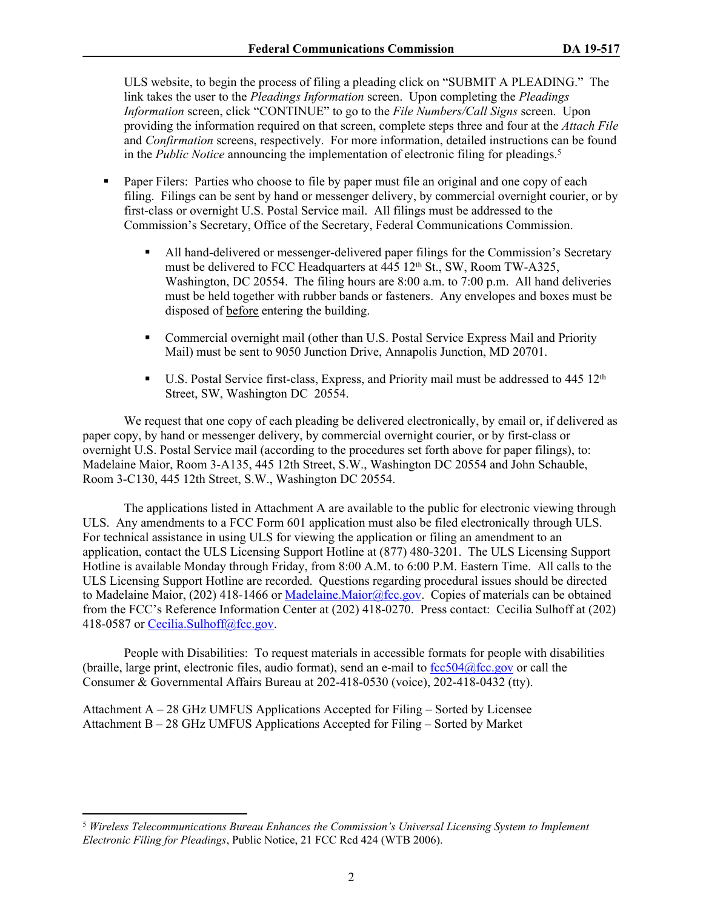ULS website, to begin the process of filing a pleading click on "SUBMIT A PLEADING." The link takes the user to the *Pleadings Information* screen. Upon completing the *Pleadings Information* screen, click "CONTINUE" to go to the *File Numbers/Call Signs* screen. Upon providing the information required on that screen, complete steps three and four at the *Attach File* and *Confirmation* screens, respectively. For more information, detailed instructions can be found in the *Public Notice* announcing the implementation of electronic filing for pleadings.[5]

- Paper Filers: Parties who choose to file by paper must file an original and one copy of each filing. Filings can be sent by hand or messenger delivery, by commercial overnight courier, or by first-class or overnight U.S. Postal Service mail. All filings must be addressed to the Commission's Secretary, Office of the Secretary, Federal Communications Commission.

  - All hand-delivered or messenger-delivered paper filings for the Commission's Secretary must be delivered to FCC Headquarters at 445 12th St., SW, Room TW-A325, Washington, DC 20554. The filing hours are 8:00 a.m. to 7:00 p.m. All hand deliveries must be held together with rubber bands or fasteners. Any envelopes and boxes must be disposed of before entering the building.

  - Commercial overnight mail (other than U.S. Postal Service Express Mail and Priority Mail) must be sent to 9050 Junction Drive, Annapolis Junction, MD 20701.

  - U.S. Postal Service first-class, Express, and Priority mail must be addressed to 445 12th Street, SW, Washington DC 20554.

We request that one copy of each pleading be delivered electronically, by email or, if delivered as paper copy, by hand or messenger delivery, by commercial overnight courier, or by first-class or overnight U.S. Postal Service mail (according to the procedures set forth above for paper filings), to: Madelaine Maior, Room 3-A135, 445 12th Street, S.W., Washington DC 20554 and John Schauble, Room 3-C130, 445 12th Street, S.W., Washington DC 20554.

The applications listed in Attachment A are available to the public for electronic viewing through ULS. Any amendments to a FCC Form 601 application must also be filed electronically through ULS. For technical assistance in using ULS for viewing the application or filing an amendment to an application, contact the ULS Licensing Support Hotline at (877) 480-3201. The ULS Licensing Support Hotline is available Monday through Friday, from 8:00 A.M. to 6:00 P.M. Eastern Time. All calls to the ULS Licensing Support Hotline are recorded. Questions regarding procedural issues should be directed to Madelaine Maior, (202) 418-1466 or Madelaine.Maior@fcc.gov. Copies of materials can be obtained from the FCC's Reference Information Center at (202) 418-0270. Press contact: Cecilia Sulhoff at (202) 418-0587 or Cecilia.Sulhoff@fcc.gov.

People with Disabilities: To request materials in accessible formats for people with disabilities (braille, large print, electronic files, audio format), send an e-mail to fcc504@fcc.gov or call the Consumer & Governmental Affairs Bureau at 202-418-0530 (voice), 202-418-0432 (tty).

Attachment A – 28 GHz UMFUS Applications Accepted for Filing – Sorted by Licensee
Attachment B – 28 GHz UMFUS Applications Accepted for Filing – Sorted by Market

---

[5] *Wireless Telecommunications Bureau Enhances the Commission's Universal Licensing System to Implement Electronic Filing for Pleadings*, Public Notice, 21 FCC Rcd 424 (WTB 2006).